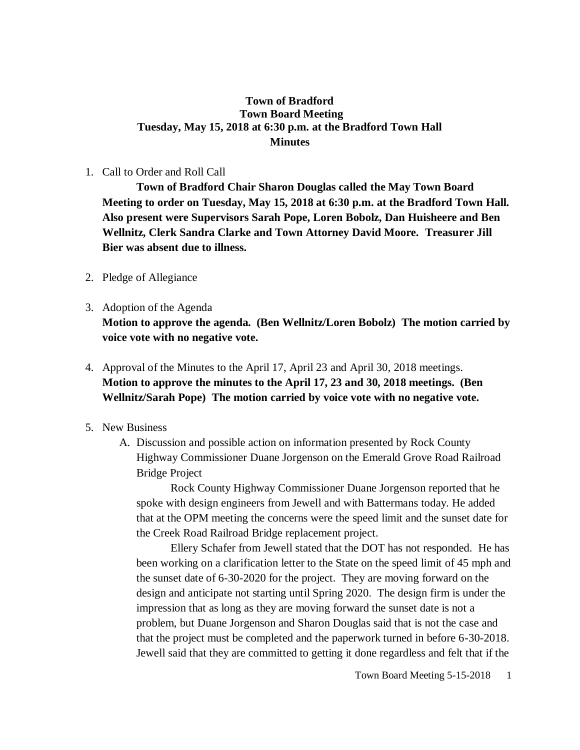# Town of Bradford
## Town Board Meeting
## Tuesday, May 15, 2018 at 6:30 p.m. at the Bradford Town Hall
## Minutes

1. Call to Order and Roll Call

   **Town of Bradford Chair Sharon Douglas called the May Town Board Meeting to order on Tuesday, May 15, 2018 at 6:30 p.m. at the Bradford Town Hall. Also present were Supervisors Sarah Pope, Loren Bobolz, Dan Huisheere and Ben Wellnitz, Clerk Sandra Clarke and Town Attorney David Moore. Treasurer Jill Bier was absent due to illness.**

2. Pledge of Allegiance

3. Adoption of the Agenda

   **Motion to approve the agenda. (Ben Wellnitz/Loren Bobolz) The motion carried by voice vote with no negative vote.**

4. Approval of the Minutes to the April 17, April 23 and April 30, 2018 meetings.

   **Motion to approve the minutes to the April 17, 23 and 30, 2018 meetings. (Ben Wellnitz/Sarah Pope) The motion carried by voice vote with no negative vote.**

5. New Business

   A. Discussion and possible action on information presented by Rock County Highway Commissioner Duane Jorgenson on the Emerald Grove Road Railroad Bridge Project

      Rock County Highway Commissioner Duane Jorgenson reported that he spoke with design engineers from Jewell and with Battermans today. He added that at the OPM meeting the concerns were the speed limit and the sunset date for the Creek Road Railroad Bridge replacement project.

      Ellery Schafer from Jewell stated that the DOT has not responded. He has been working on a clarification letter to the State on the speed limit of 45 mph and the sunset date of 6-30-2020 for the project. They are moving forward on the design and anticipate not starting until Spring 2020. The design firm is under the impression that as long as they are moving forward the sunset date is not a problem, but Duane Jorgenson and Sharon Douglas said that is not the case and that the project must be completed and the paperwork turned in before 6-30-2018. Jewell said that they are committed to getting it done regardless and felt that if the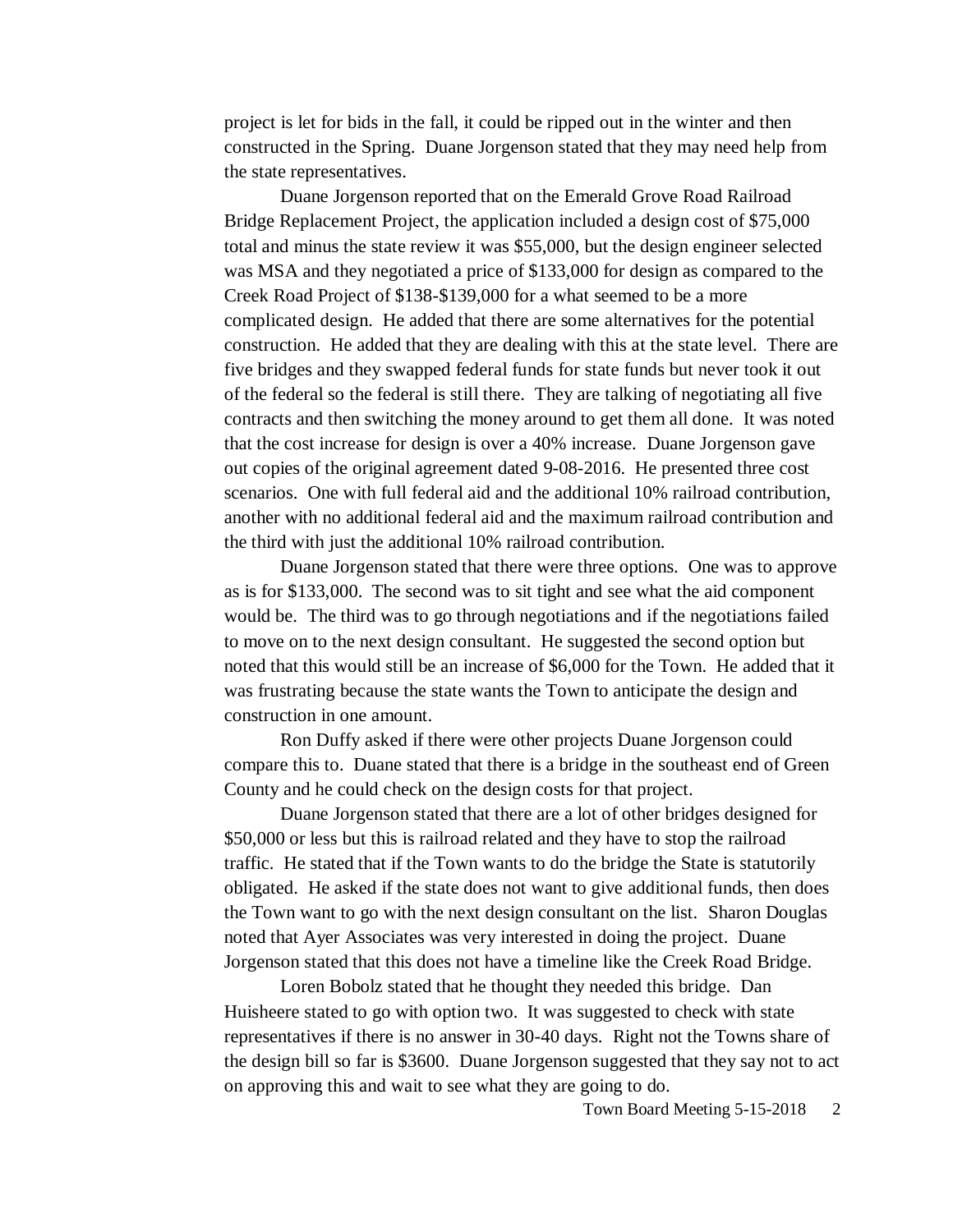project is let for bids in the fall, it could be ripped out in the winter and then constructed in the Spring. Duane Jorgenson stated that they may need help from the state representatives.

Duane Jorgenson reported that on the Emerald Grove Road Railroad Bridge Replacement Project, the application included a design cost of $75,000 total and minus the state review it was $55,000, but the design engineer selected was MSA and they negotiated a price of $133,000 for design as compared to the Creek Road Project of $138-$139,000 for a what seemed to be a more complicated design. He added that there are some alternatives for the potential construction. He added that they are dealing with this at the state level. There are five bridges and they swapped federal funds for state funds but never took it out of the federal so the federal is still there. They are talking of negotiating all five contracts and then switching the money around to get them all done. It was noted that the cost increase for design is over a 40% increase. Duane Jorgenson gave out copies of the original agreement dated 9-08-2016. He presented three cost scenarios. One with full federal aid and the additional 10% railroad contribution, another with no additional federal aid and the maximum railroad contribution and the third with just the additional 10% railroad contribution.

Duane Jorgenson stated that there were three options. One was to approve as is for $133,000. The second was to sit tight and see what the aid component would be. The third was to go through negotiations and if the negotiations failed to move on to the next design consultant. He suggested the second option but noted that this would still be an increase of $6,000 for the Town. He added that it was frustrating because the state wants the Town to anticipate the design and construction in one amount.

Ron Duffy asked if there were other projects Duane Jorgenson could compare this to. Duane stated that there is a bridge in the southeast end of Green County and he could check on the design costs for that project.

Duane Jorgenson stated that there are a lot of other bridges designed for $50,000 or less but this is railroad related and they have to stop the railroad traffic. He stated that if the Town wants to do the bridge the State is statutorily obligated. He asked if the state does not want to give additional funds, then does the Town want to go with the next design consultant on the list. Sharon Douglas noted that Ayer Associates was very interested in doing the project. Duane Jorgenson stated that this does not have a timeline like the Creek Road Bridge.

Loren Bobolz stated that he thought they needed this bridge. Dan Huisheere stated to go with option two. It was suggested to check with state representatives if there is no answer in 30-40 days. Right not the Towns share of the design bill so far is $3600. Duane Jorgenson suggested that they say not to act on approving this and wait to see what they are going to do.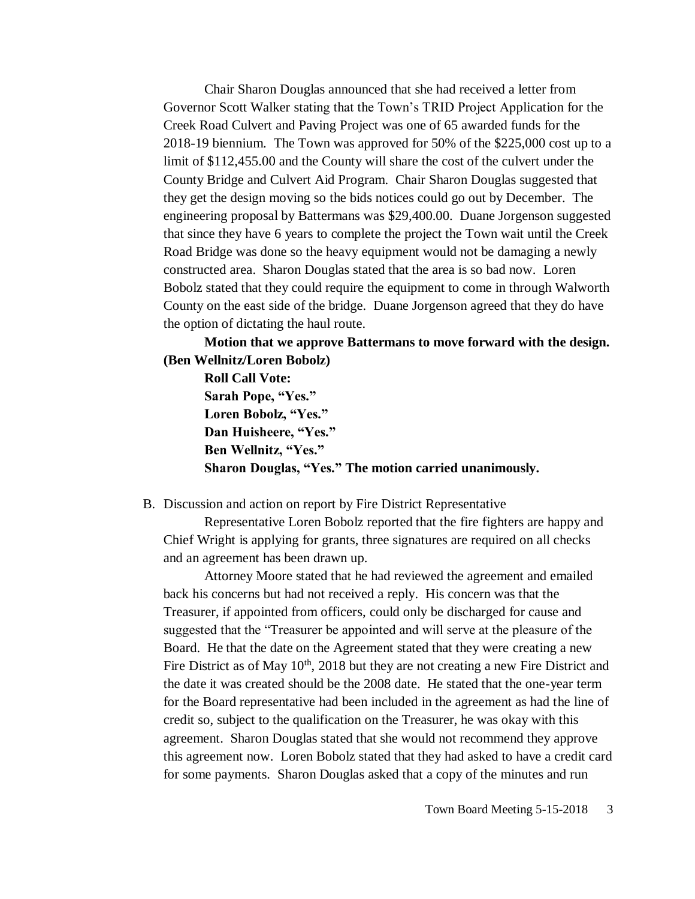Chair Sharon Douglas announced that she had received a letter from Governor Scott Walker stating that the Town's TRID Project Application for the Creek Road Culvert and Paving Project was one of 65 awarded funds for the 2018-19 biennium. The Town was approved for 50% of the $225,000 cost up to a limit of $112,455.00 and the County will share the cost of the culvert under the County Bridge and Culvert Aid Program. Chair Sharon Douglas suggested that they get the design moving so the bids notices could go out by December. The engineering proposal by Battermans was $29,400.00. Duane Jorgenson suggested that since they have 6 years to complete the project the Town wait until the Creek Road Bridge was done so the heavy equipment would not be damaging a newly constructed area. Sharon Douglas stated that the area is so bad now. Loren Bobolz stated that they could require the equipment to come in through Walworth County on the east side of the bridge. Duane Jorgenson agreed that they do have the option of dictating the haul route.

**Motion that we approve Battermans to move forward with the design. (Ben Wellnitz/Loren Bobolz)**

**Roll Call Vote:**
**Sarah Pope, "Yes."**
**Loren Bobolz, "Yes."**
**Dan Huisheere, "Yes."**
**Ben Wellnitz, "Yes."**
**Sharon Douglas, "Yes." The motion carried unanimously.**

B. Discussion and action on report by Fire District Representative

Representative Loren Bobolz reported that the fire fighters are happy and Chief Wright is applying for grants, three signatures are required on all checks and an agreement has been drawn up.

Attorney Moore stated that he had reviewed the agreement and emailed back his concerns but had not received a reply. His concern was that the Treasurer, if appointed from officers, could only be discharged for cause and suggested that the "Treasurer be appointed and will serve at the pleasure of the Board. He that the date on the Agreement stated that they were creating a new Fire District as of May 10th, 2018 but they are not creating a new Fire District and the date it was created should be the 2008 date. He stated that the one-year term for the Board representative had been included in the agreement as had the line of credit so, subject to the qualification on the Treasurer, he was okay with this agreement. Sharon Douglas stated that she would not recommend they approve this agreement now. Loren Bobolz stated that they had asked to have a credit card for some payments. Sharon Douglas asked that a copy of the minutes and run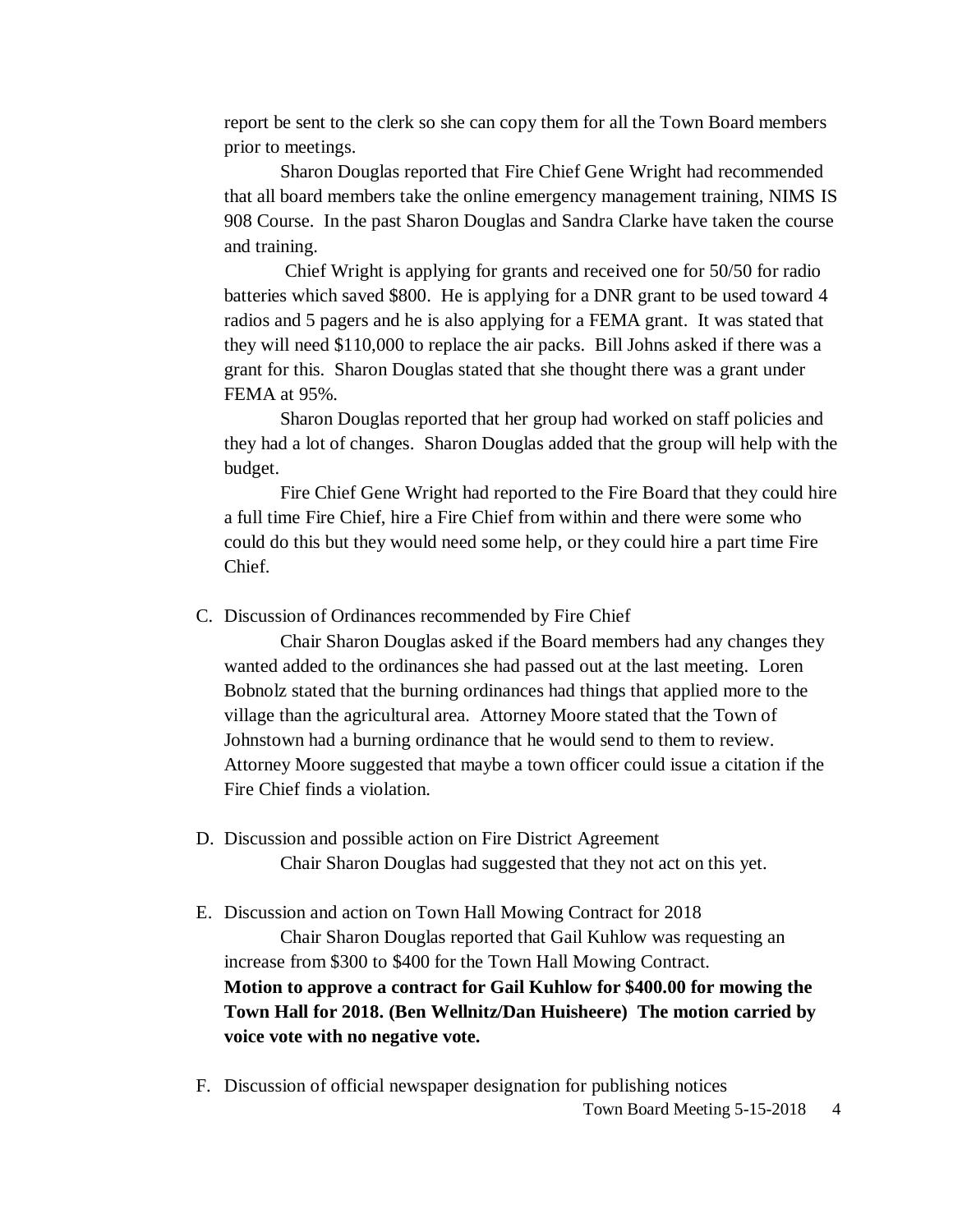report be sent to the clerk so she can copy them for all the Town Board members prior to meetings.

Sharon Douglas reported that Fire Chief Gene Wright had recommended that all board members take the online emergency management training, NIMS IS 908 Course. In the past Sharon Douglas and Sandra Clarke have taken the course and training.

Chief Wright is applying for grants and received one for 50/50 for radio batteries which saved $800. He is applying for a DNR grant to be used toward 4 radios and 5 pagers and he is also applying for a FEMA grant. It was stated that they will need $110,000 to replace the air packs. Bill Johns asked if there was a grant for this. Sharon Douglas stated that she thought there was a grant under FEMA at 95%.

Sharon Douglas reported that her group had worked on staff policies and they had a lot of changes. Sharon Douglas added that the group will help with the budget.

Fire Chief Gene Wright had reported to the Fire Board that they could hire a full time Fire Chief, hire a Fire Chief from within and there were some who could do this but they would need some help, or they could hire a part time Fire Chief.

C. Discussion of Ordinances recommended by Fire Chief

Chair Sharon Douglas asked if the Board members had any changes they wanted added to the ordinances she had passed out at the last meeting. Loren Bobnolz stated that the burning ordinances had things that applied more to the village than the agricultural area. Attorney Moore stated that the Town of Johnstown had a burning ordinance that he would send to them to review. Attorney Moore suggested that maybe a town officer could issue a citation if the Fire Chief finds a violation.

D. Discussion and possible action on Fire District Agreement

Chair Sharon Douglas had suggested that they not act on this yet.

E. Discussion and action on Town Hall Mowing Contract for 2018

Chair Sharon Douglas reported that Gail Kuhlow was requesting an increase from $300 to $400 for the Town Hall Mowing Contract. **Motion to approve a contract for Gail Kuhlow for $400.00 for mowing the Town Hall for 2018. (Ben Wellnitz/Dan Huisheere) The motion carried by voice vote with no negative vote.**

F. Discussion of official newspaper designation for publishing notices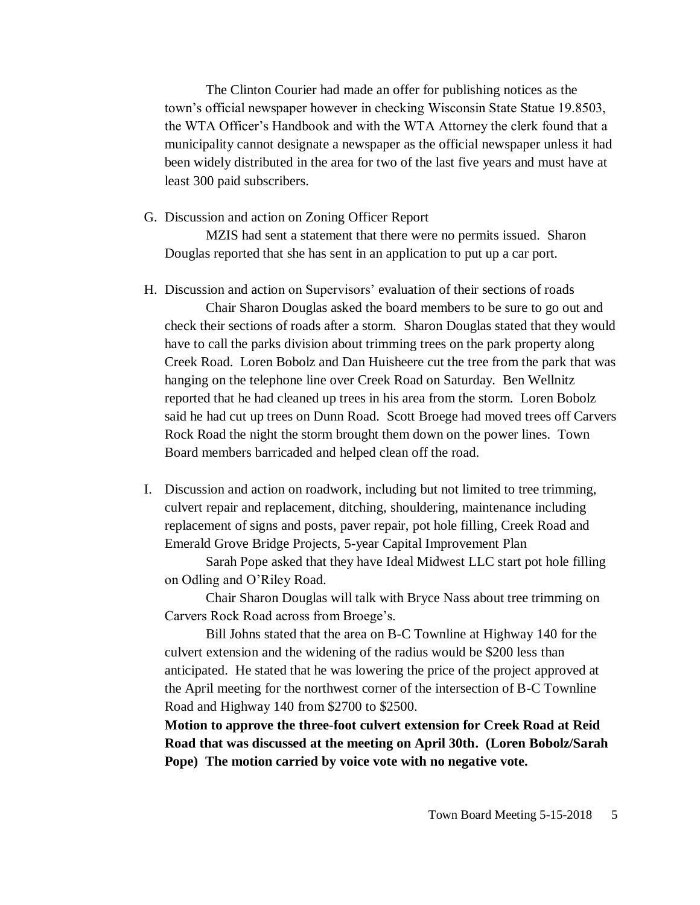The Clinton Courier had made an offer for publishing notices as the town's official newspaper however in checking Wisconsin State Statue 19.8503, the WTA Officer's Handbook and with the WTA Attorney the clerk found that a municipality cannot designate a newspaper as the official newspaper unless it had been widely distributed in the area for two of the last five years and must have at least 300 paid subscribers.

G. Discussion and action on Zoning Officer Report

MZIS had sent a statement that there were no permits issued. Sharon Douglas reported that she has sent in an application to put up a car port.

H. Discussion and action on Supervisors' evaluation of their sections of roads

Chair Sharon Douglas asked the board members to be sure to go out and check their sections of roads after a storm. Sharon Douglas stated that they would have to call the parks division about trimming trees on the park property along Creek Road. Loren Bobolz and Dan Huisheere cut the tree from the park that was hanging on the telephone line over Creek Road on Saturday. Ben Wellnitz reported that he had cleaned up trees in his area from the storm. Loren Bobolz said he had cut up trees on Dunn Road. Scott Broege had moved trees off Carvers Rock Road the night the storm brought them down on the power lines. Town Board members barricaded and helped clean off the road.

I. Discussion and action on roadwork, including but not limited to tree trimming, culvert repair and replacement, ditching, shouldering, maintenance including replacement of signs and posts, paver repair, pot hole filling, Creek Road and Emerald Grove Bridge Projects, 5-year Capital Improvement Plan

Sarah Pope asked that they have Ideal Midwest LLC start pot hole filling on Odling and O'Riley Road.

Chair Sharon Douglas will talk with Bryce Nass about tree trimming on Carvers Rock Road across from Broege's.

Bill Johns stated that the area on B-C Townline at Highway 140 for the culvert extension and the widening of the radius would be $200 less than anticipated. He stated that he was lowering the price of the project approved at the April meeting for the northwest corner of the intersection of B-C Townline Road and Highway 140 from $2700 to $2500.

**Motion to approve the three-foot culvert extension for Creek Road at Reid Road that was discussed at the meeting on April 30th. (Loren Bobolz/Sarah Pope) The motion carried by voice vote with no negative vote.**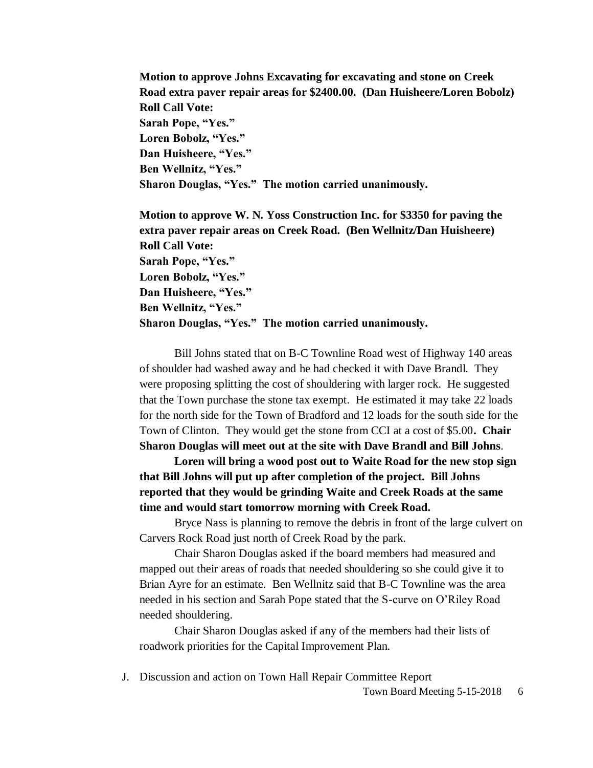**Motion to approve Johns Excavating for excavating and stone on Creek Road extra paver repair areas for $2400.00. (Dan Huisheere/Loren Bobolz)**
**Roll Call Vote:**
**Sarah Pope, "Yes."**
**Loren Bobolz, "Yes."**
**Dan Huisheere, "Yes."**
**Ben Wellnitz, "Yes."**
**Sharon Douglas, "Yes." The motion carried unanimously.**

**Motion to approve W. N. Yoss Construction Inc. for $3350 for paving the extra paver repair areas on Creek Road. (Ben Wellnitz/Dan Huisheere)**
**Roll Call Vote:**
**Sarah Pope, "Yes."**
**Loren Bobolz, "Yes."**
**Dan Huisheere, "Yes."**
**Ben Wellnitz, "Yes."**
**Sharon Douglas, "Yes." The motion carried unanimously.**

Bill Johns stated that on B-C Townline Road west of Highway 140 areas of shoulder had washed away and he had checked it with Dave Brandl. They were proposing splitting the cost of shouldering with larger rock. He suggested that the Town purchase the stone tax exempt. He estimated it may take 22 loads for the north side for the Town of Bradford and 12 loads for the south side for the Town of Clinton. They would get the stone from CCI at a cost of $5.00**. Chair Sharon Douglas will meet out at the site with Dave Brandl and Bill Johns**.

**Loren will bring a wood post out to Waite Road for the new stop sign that Bill Johns will put up after completion of the project. Bill Johns reported that they would be grinding Waite and Creek Roads at the same time and would start tomorrow morning with Creek Road.**

Bryce Nass is planning to remove the debris in front of the large culvert on Carvers Rock Road just north of Creek Road by the park.

Chair Sharon Douglas asked if the board members had measured and mapped out their areas of roads that needed shouldering so she could give it to Brian Ayre for an estimate. Ben Wellnitz said that B-C Townline was the area needed in his section and Sarah Pope stated that the S-curve on O'Riley Road needed shouldering.

Chair Sharon Douglas asked if any of the members had their lists of roadwork priorities for the Capital Improvement Plan.

J. Discussion and action on Town Hall Repair Committee Report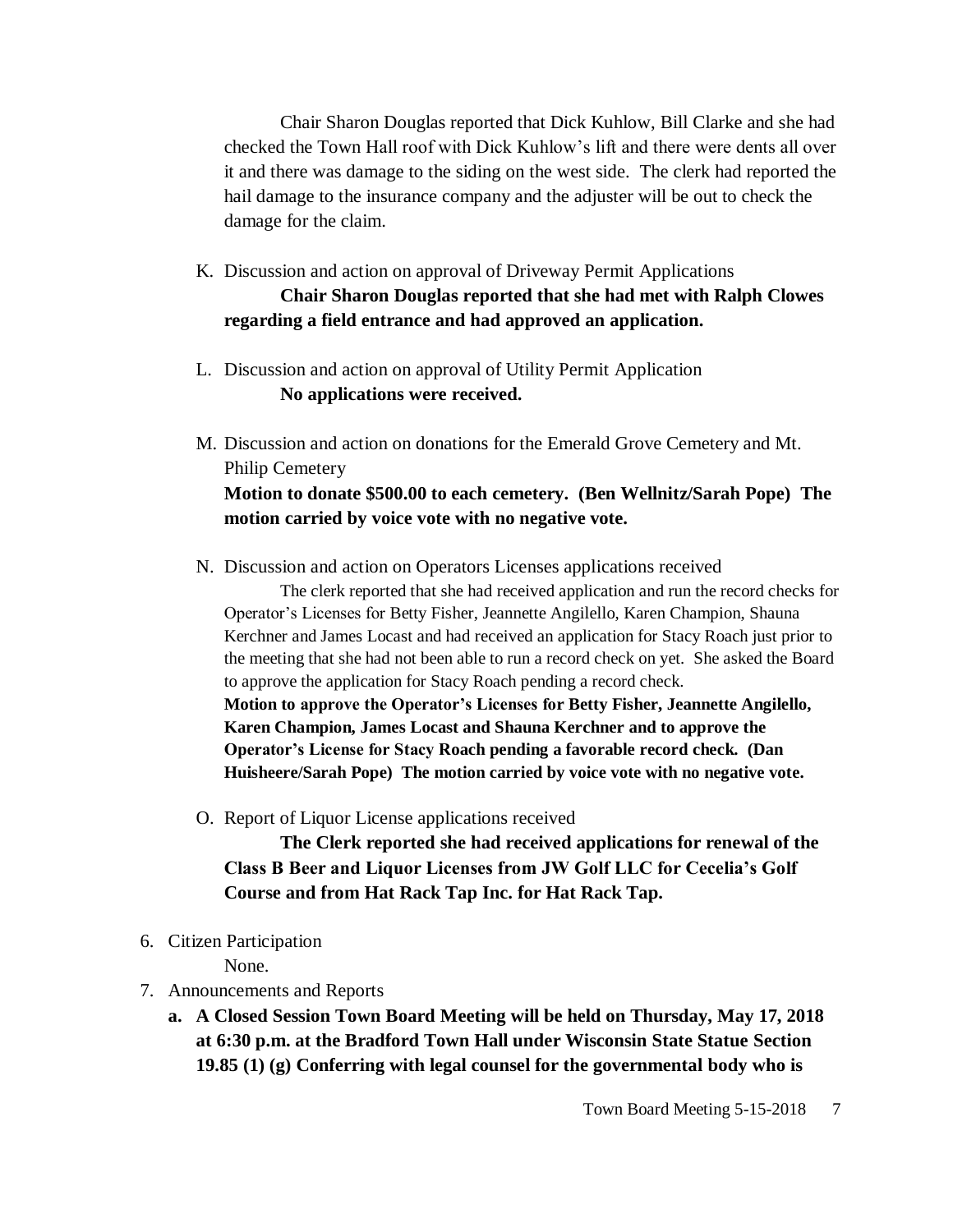Chair Sharon Douglas reported that Dick Kuhlow, Bill Clarke and she had checked the Town Hall roof with Dick Kuhlow's lift and there were dents all over it and there was damage to the siding on the west side. The clerk had reported the hail damage to the insurance company and the adjuster will be out to check the damage for the claim.

K. Discussion and action on approval of Driveway Permit Applications

**Chair Sharon Douglas reported that she had met with Ralph Clowes regarding a field entrance and had approved an application.**

L. Discussion and action on approval of Utility Permit Application

**No applications were received.**

M. Discussion and action on donations for the Emerald Grove Cemetery and Mt. Philip Cemetery

**Motion to donate $500.00 to each cemetery. (Ben Wellnitz/Sarah Pope) The motion carried by voice vote with no negative vote.**

N. Discussion and action on Operators Licenses applications received

The clerk reported that she had received application and run the record checks for Operator's Licenses for Betty Fisher, Jeannette Angilello, Karen Champion, Shauna Kerchner and James Locast and had received an application for Stacy Roach just prior to the meeting that she had not been able to run a record check on yet. She asked the Board to approve the application for Stacy Roach pending a record check.

**Motion to approve the Operator's Licenses for Betty Fisher, Jeannette Angilello, Karen Champion, James Locast and Shauna Kerchner and to approve the Operator's License for Stacy Roach pending a favorable record check. (Dan Huisheere/Sarah Pope) The motion carried by voice vote with no negative vote.**

O. Report of Liquor License applications received

**The Clerk reported she had received applications for renewal of the Class B Beer and Liquor Licenses from JW Golf LLC for Cecelia's Golf Course and from Hat Rack Tap Inc. for Hat Rack Tap.**

6. Citizen Participation

None.

7. Announcements and Reports

**a. A Closed Session Town Board Meeting will be held on Thursday, May 17, 2018 at 6:30 p.m. at the Bradford Town Hall under Wisconsin State Statue Section 19.85 (1) (g) Conferring with legal counsel for the governmental body who is**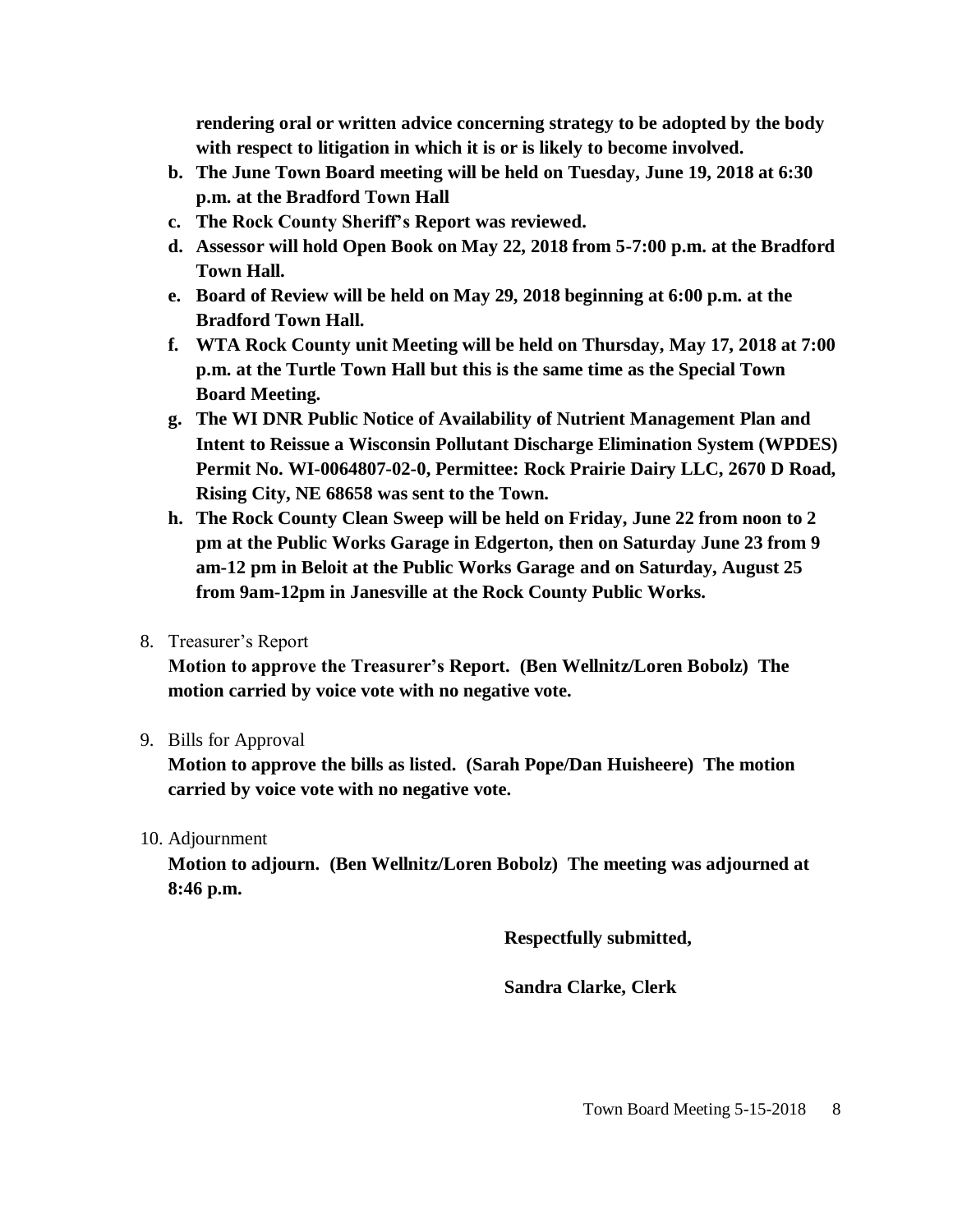**rendering oral or written advice concerning strategy to be adopted by the body with respect to litigation in which it is or is likely to become involved.**

- **b. The June Town Board meeting will be held on Tuesday, June 19, 2018 at 6:30 p.m. at the Bradford Town Hall**
- **c. The Rock County Sheriff's Report was reviewed.**
- **d. Assessor will hold Open Book on May 22, 2018 from 5-7:00 p.m. at the Bradford Town Hall.**
- **e. Board of Review will be held on May 29, 2018 beginning at 6:00 p.m. at the Bradford Town Hall.**
- **f. WTA Rock County unit Meeting will be held on Thursday, May 17, 2018 at 7:00 p.m. at the Turtle Town Hall but this is the same time as the Special Town Board Meeting.**
- **g. The WI DNR Public Notice of Availability of Nutrient Management Plan and Intent to Reissue a Wisconsin Pollutant Discharge Elimination System (WPDES) Permit No. WI-0064807-02-0, Permittee: Rock Prairie Dairy LLC, 2670 D Road, Rising City, NE 68658 was sent to the Town.**
- **h. The Rock County Clean Sweep will be held on Friday, June 22 from noon to 2 pm at the Public Works Garage in Edgerton, then on Saturday June 23 from 9 am-12 pm in Beloit at the Public Works Garage and on Saturday, August 25 from 9am-12pm in Janesville at the Rock County Public Works.**

8. Treasurer's Report

   **Motion to approve the Treasurer's Report. (Ben Wellnitz/Loren Bobolz) The motion carried by voice vote with no negative vote.**

9. Bills for Approval

   **Motion to approve the bills as listed. (Sarah Pope/Dan Huisheere) The motion carried by voice vote with no negative vote.**

10. Adjournment

    **Motion to adjourn. (Ben Wellnitz/Loren Bobolz) The meeting was adjourned at 8:46 p.m.**

**Respectfully submitted,**

**Sandra Clarke, Clerk**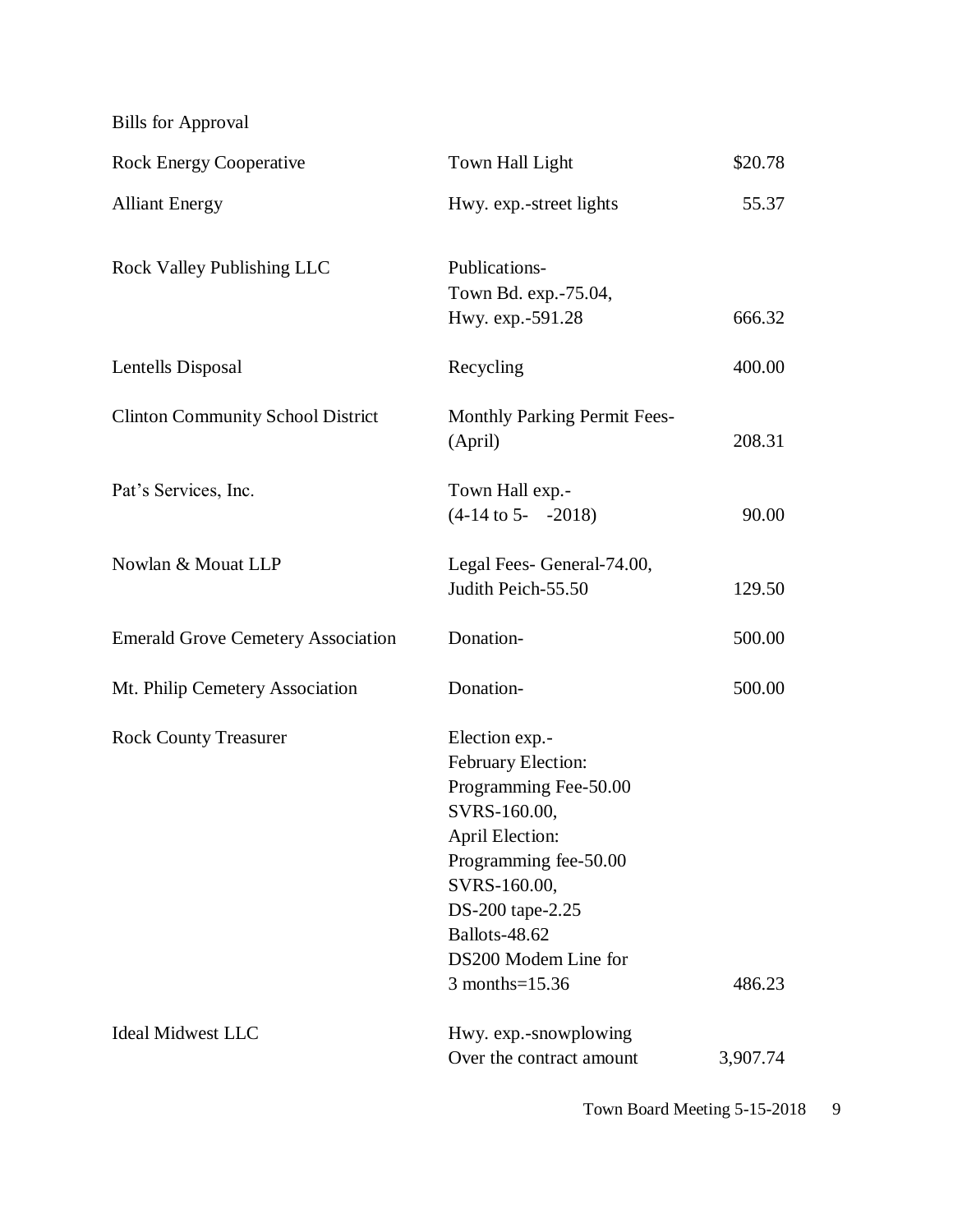Bills for Approval

| | | |
|---|---|---|
| Rock Energy Cooperative | Town Hall Light | $20.78 |
| Alliant Energy | Hwy. exp.-street lights | 55.37 |
| Rock Valley Publishing LLC | Publications-<br>Town Bd. exp.-75.04,<br>Hwy. exp.-591.28 | 666.32 |
| Lentells Disposal | Recycling | 400.00 |
| Clinton Community School District | Monthly Parking Permit Fees-<br>(April) | 208.31 |
| Pat's Services, Inc. | Town Hall exp.-<br>(4-14 to 5- -2018) | 90.00 |
| Nowlan & Mouat LLP | Legal Fees- General-74.00,<br>Judith Peich-55.50 | 129.50 |
| Emerald Grove Cemetery Association | Donation- | 500.00 |
| Mt. Philip Cemetery Association | Donation- | 500.00 |
| Rock County Treasurer | Election exp.-<br>February Election:<br>Programming Fee-50.00<br>SVRS-160.00,<br>April Election:<br>Programming fee-50.00<br>SVRS-160.00,<br>DS-200 tape-2.25<br>Ballots-48.62<br>DS200 Modem Line for<br>3 months=15.36 | 486.23 |
| Ideal Midwest LLC | Hwy. exp.-snowplowing<br>Over the contract amount | 3,907.74 |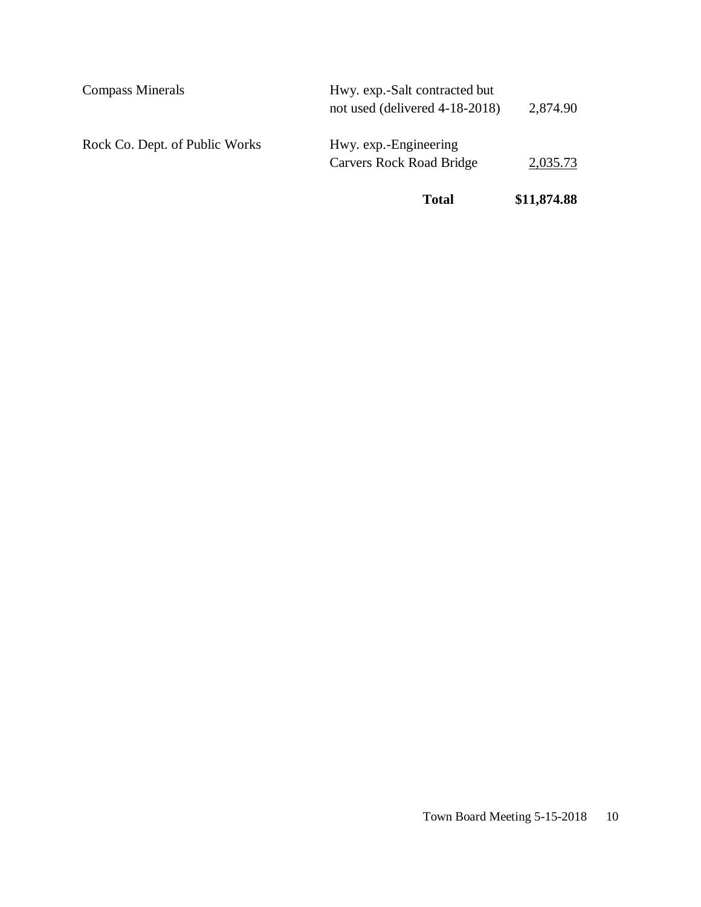| | | |
|---|---|---|
| Compass Minerals | Hwy. exp.-Salt contracted but not used (delivered 4-18-2018) | 2,874.90 |
| Rock Co. Dept. of Public Works | Hwy. exp.-Engineering Carvers Rock Road Bridge | 2,035.73 |
| | **Total** | **$11,874.88** |